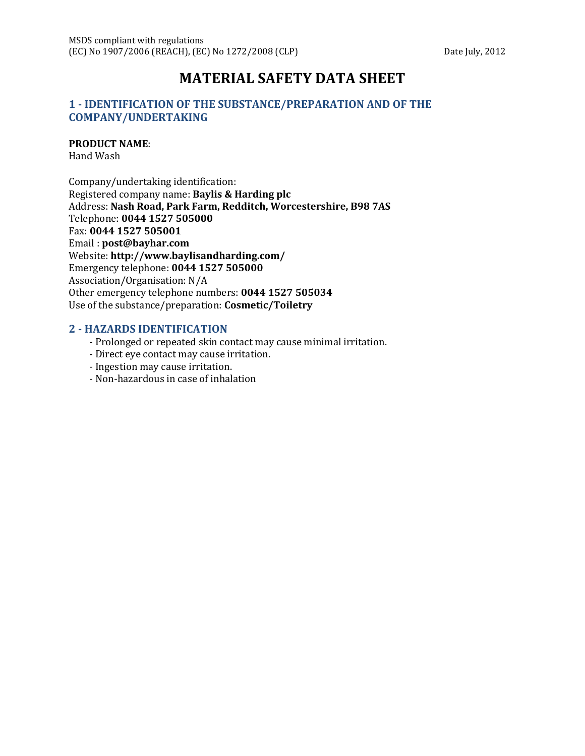MSDS compliant with regulations
(EC) No 1907/2006 (REACH), (EC) No 1272/2008 (CLP) Date July, 2012

# MATERIAL SAFETY DATA SHEET

## 1 - IDENTIFICATION OF THE SUBSTANCE/PREPARATION AND OF THE COMPANY/UNDERTAKING

**PRODUCT NAME**:
Hand Wash

Company/undertaking identification:
Registered company name: **Baylis & Harding plc**
Address: **Nash Road, Park Farm, Redditch, Worcestershire, B98 7AS**
Telephone: **0044 1527 505000**
Fax: **0044 1527 505001**
Email : **post@bayhar.com**
Website: **http://www.baylisandharding.com/**
Emergency telephone: **0044 1527 505000**
Association/Organisation: N/A
Other emergency telephone numbers: **0044 1527 505034**
Use of the substance/preparation: **Cosmetic/Toiletry**

## 2 - HAZARDS IDENTIFICATION

- Prolonged or repeated skin contact may cause minimal irritation.
- Direct eye contact may cause irritation.
- Ingestion may cause irritation.
- Non-hazardous in case of inhalation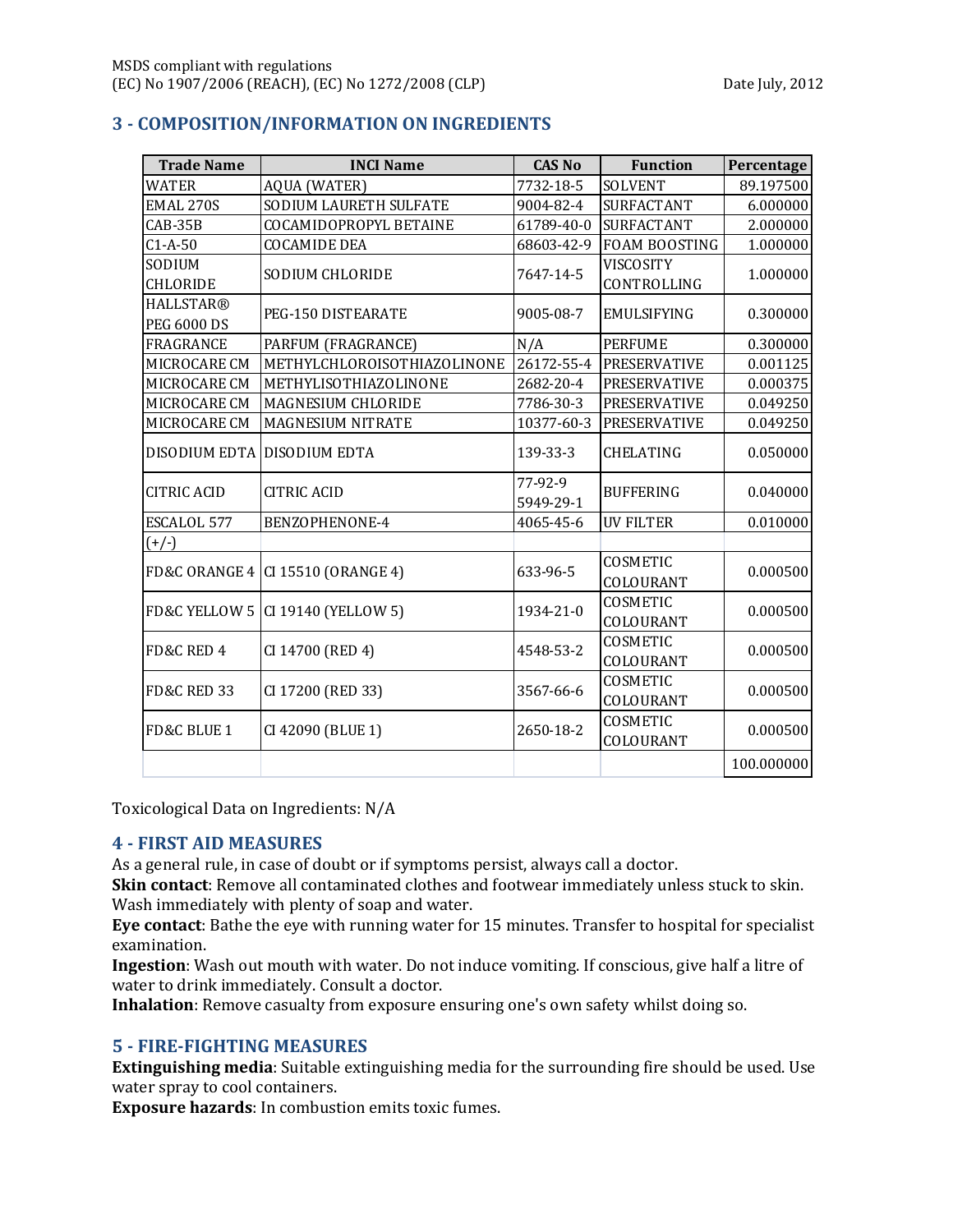## 3 - COMPOSITION/INFORMATION ON INGREDIENTS

| Trade Name | INCI Name | CAS No | Function | Percentage |
|---|---|---|---|---|
| WATER | AQUA (WATER) | 7732-18-5 | SOLVENT | 89.197500 |
| EMAL 270S | SODIUM LAURETH SULFATE | 9004-82-4 | SURFACTANT | 6.000000 |
| CAB-35B | COCAMIDOPROPYL BETAINE | 61789-40-0 | SURFACTANT | 2.000000 |
| C1-A-50 | COCAMIDE DEA | 68603-42-9 | FOAM BOOSTING | 1.000000 |
| SODIUM CHLORIDE | SODIUM CHLORIDE | 7647-14-5 | VISCOSITY CONTROLLING | 1.000000 |
| HALLSTAR® PEG 6000 DS | PEG-150 DISTEARATE | 9005-08-7 | EMULSIFYING | 0.300000 |
| FRAGRANCE | PARFUM (FRAGRANCE) | N/A | PERFUME | 0.300000 |
| MICROCARE CM | METHYLCHLOROISOTHIAZOLINONE | 26172-55-4 | PRESERVATIVE | 0.001125 |
| MICROCARE CM | METHYLISOTHIAZOLINONE | 2682-20-4 | PRESERVATIVE | 0.000375 |
| MICROCARE CM | MAGNESIUM CHLORIDE | 7786-30-3 | PRESERVATIVE | 0.049250 |
| MICROCARE CM | MAGNESIUM NITRATE | 10377-60-3 | PRESERVATIVE | 0.049250 |
| DISODIUM EDTA | DISODIUM EDTA | 139-33-3 | CHELATING | 0.050000 |
| CITRIC ACID | CITRIC ACID | 77-92-9 5949-29-1 | BUFFERING | 0.040000 |
| ESCALOL 577 | BENZOPHENONE-4 | 4065-45-6 | UV FILTER | 0.010000 |
| (+/-) | | | | |
| FD&C ORANGE 4 | CI 15510 (ORANGE 4) | 633-96-5 | COSMETIC COLOURANT | 0.000500 |
| FD&C YELLOW 5 | CI 19140 (YELLOW 5) | 1934-21-0 | COSMETIC COLOURANT | 0.000500 |
| FD&C RED 4 | CI 14700 (RED 4) | 4548-53-2 | COSMETIC COLOURANT | 0.000500 |
| FD&C RED 33 | CI 17200 (RED 33) | 3567-66-6 | COSMETIC COLOURANT | 0.000500 |
| FD&C BLUE 1 | CI 42090 (BLUE 1) | 2650-18-2 | COSMETIC COLOURANT | 0.000500 |
| | | | | 100.000000 |

Toxicological Data on Ingredients: N/A

## 4 - FIRST AID MEASURES

As a general rule, in case of doubt or if symptoms persist, always call a doctor.

**Skin contact**: Remove all contaminated clothes and footwear immediately unless stuck to skin. Wash immediately with plenty of soap and water.

**Eye contact**: Bathe the eye with running water for 15 minutes. Transfer to hospital for specialist examination.

**Ingestion**: Wash out mouth with water. Do not induce vomiting. If conscious, give half a litre of water to drink immediately. Consult a doctor.

**Inhalation**: Remove casualty from exposure ensuring one's own safety whilst doing so.

## 5 - FIRE-FIGHTING MEASURES

**Extinguishing media**: Suitable extinguishing media for the surrounding fire should be used. Use water spray to cool containers.

**Exposure hazards**: In combustion emits toxic fumes.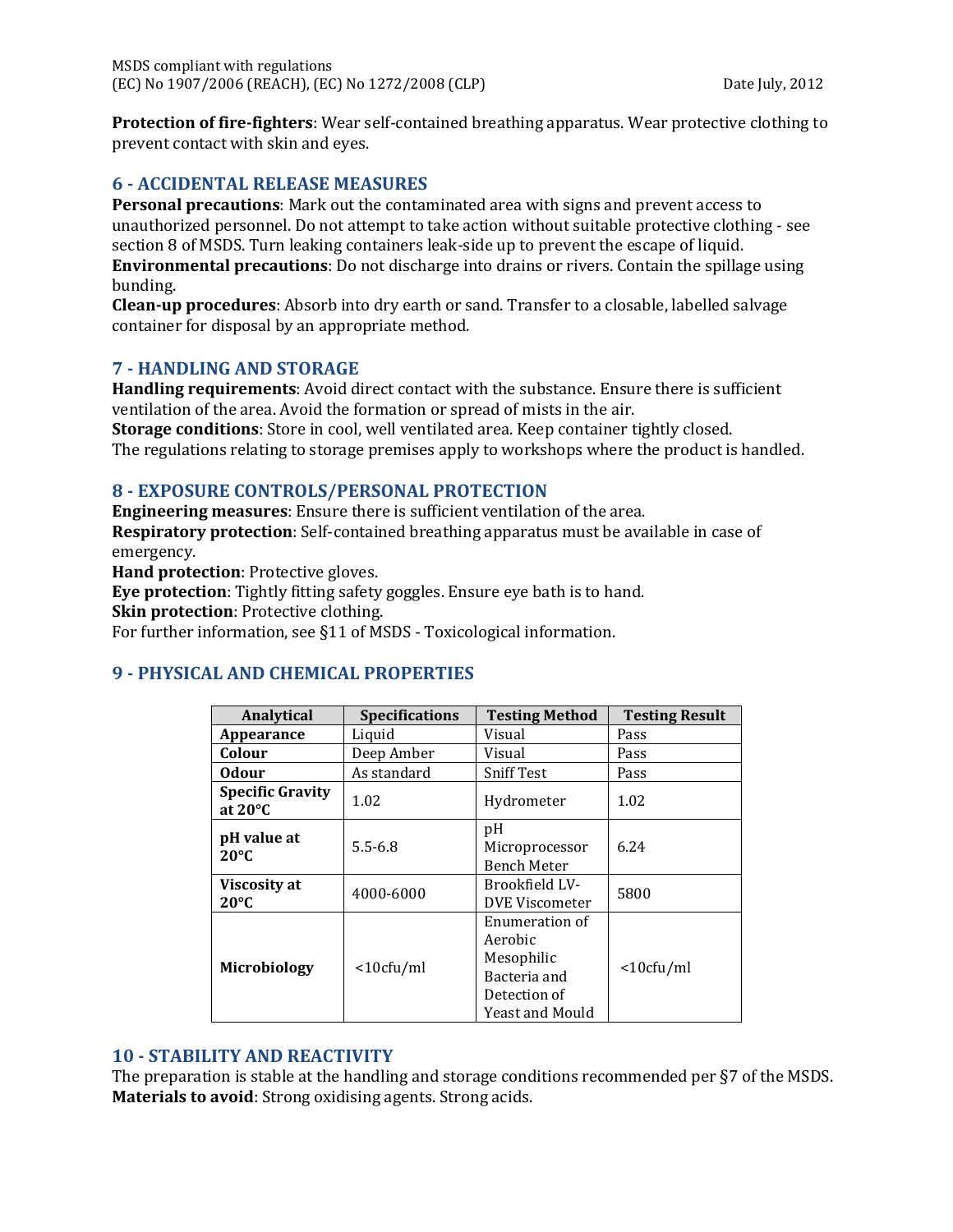**Protection of fire-fighters**: Wear self-contained breathing apparatus. Wear protective clothing to prevent contact with skin and eyes.

## 6 - ACCIDENTAL RELEASE MEASURES

**Personal precautions**: Mark out the contaminated area with signs and prevent access to unauthorized personnel. Do not attempt to take action without suitable protective clothing - see section 8 of MSDS. Turn leaking containers leak-side up to prevent the escape of liquid.
**Environmental precautions**: Do not discharge into drains or rivers. Contain the spillage using bunding.
**Clean-up procedures**: Absorb into dry earth or sand. Transfer to a closable, labelled salvage container for disposal by an appropriate method.

## 7 - HANDLING AND STORAGE

**Handling requirements**: Avoid direct contact with the substance. Ensure there is sufficient ventilation of the area. Avoid the formation or spread of mists in the air.
**Storage conditions**: Store in cool, well ventilated area. Keep container tightly closed.
The regulations relating to storage premises apply to workshops where the product is handled.

## 8 - EXPOSURE CONTROLS/PERSONAL PROTECTION

**Engineering measures**: Ensure there is sufficient ventilation of the area.
**Respiratory protection**: Self-contained breathing apparatus must be available in case of emergency.
**Hand protection**: Protective gloves.
**Eye protection**: Tightly fitting safety goggles. Ensure eye bath is to hand.
**Skin protection**: Protective clothing.
For further information, see §11 of MSDS - Toxicological information.

## 9 - PHYSICAL AND CHEMICAL PROPERTIES

| Analytical | Specifications | Testing Method | Testing Result |
|---|---|---|---|
| **Appearance** | Liquid | Visual | Pass |
| **Colour** | Deep Amber | Visual | Pass |
| **Odour** | As standard | Sniff Test | Pass |
| **Specific Gravity at 20°C** | 1.02 | Hydrometer | 1.02 |
| **pH value at 20°C** | 5.5-6.8 | pH Microprocessor Bench Meter | 6.24 |
| **Viscosity at 20°C** | 4000-6000 | Brookfield LV-DVE Viscometer | 5800 |
| **Microbiology** | <10cfu/ml | Enumeration of Aerobic Mesophilic Bacteria and Detection of Yeast and Mould | <10cfu/ml |

## 10 - STABILITY AND REACTIVITY

The preparation is stable at the handling and storage conditions recommended per §7 of the MSDS.
**Materials to avoid**: Strong oxidising agents. Strong acids.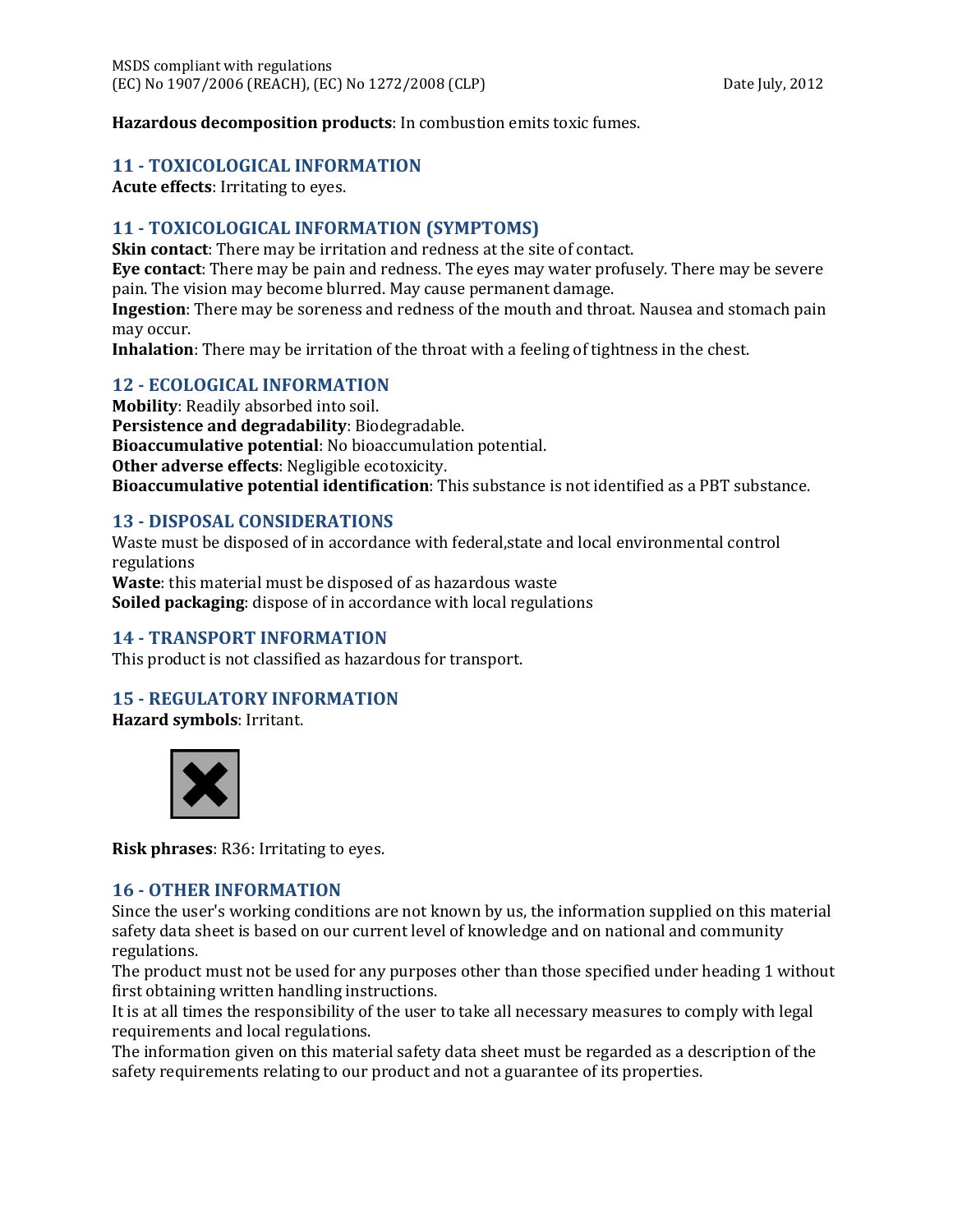**Hazardous decomposition products**: In combustion emits toxic fumes.

## 11 - TOXICOLOGICAL INFORMATION

**Acute effects**: Irritating to eyes.

## 11 - TOXICOLOGICAL INFORMATION (SYMPTOMS)

**Skin contact**: There may be irritation and redness at the site of contact.
**Eye contact**: There may be pain and redness. The eyes may water profusely. There may be severe pain. The vision may become blurred. May cause permanent damage.
**Ingestion**: There may be soreness and redness of the mouth and throat. Nausea and stomach pain may occur.
**Inhalation**: There may be irritation of the throat with a feeling of tightness in the chest.

## 12 - ECOLOGICAL INFORMATION

**Mobility**: Readily absorbed into soil.
**Persistence and degradability**: Biodegradable.
**Bioaccumulative potential**: No bioaccumulation potential.
**Other adverse effects**: Negligible ecotoxicity.
**Bioaccumulative potential identification**: This substance is not identified as a PBT substance.

## 13 - DISPOSAL CONSIDERATIONS

Waste must be disposed of in accordance with federal,state and local environmental control regulations
**Waste**: this material must be disposed of as hazardous waste
**Soiled packaging**: dispose of in accordance with local regulations

## 14 - TRANSPORT INFORMATION

This product is not classified as hazardous for transport.

## 15 - REGULATORY INFORMATION

**Hazard symbols**: Irritant.

**Risk phrases**: R36: Irritating to eyes.

## 16 - OTHER INFORMATION

Since the user's working conditions are not known by us, the information supplied on this material safety data sheet is based on our current level of knowledge and on national and community regulations.
The product must not be used for any purposes other than those specified under heading 1 without first obtaining written handling instructions.
It is at all times the responsibility of the user to take all necessary measures to comply with legal requirements and local regulations.
The information given on this material safety data sheet must be regarded as a description of the safety requirements relating to our product and not a guarantee of its properties.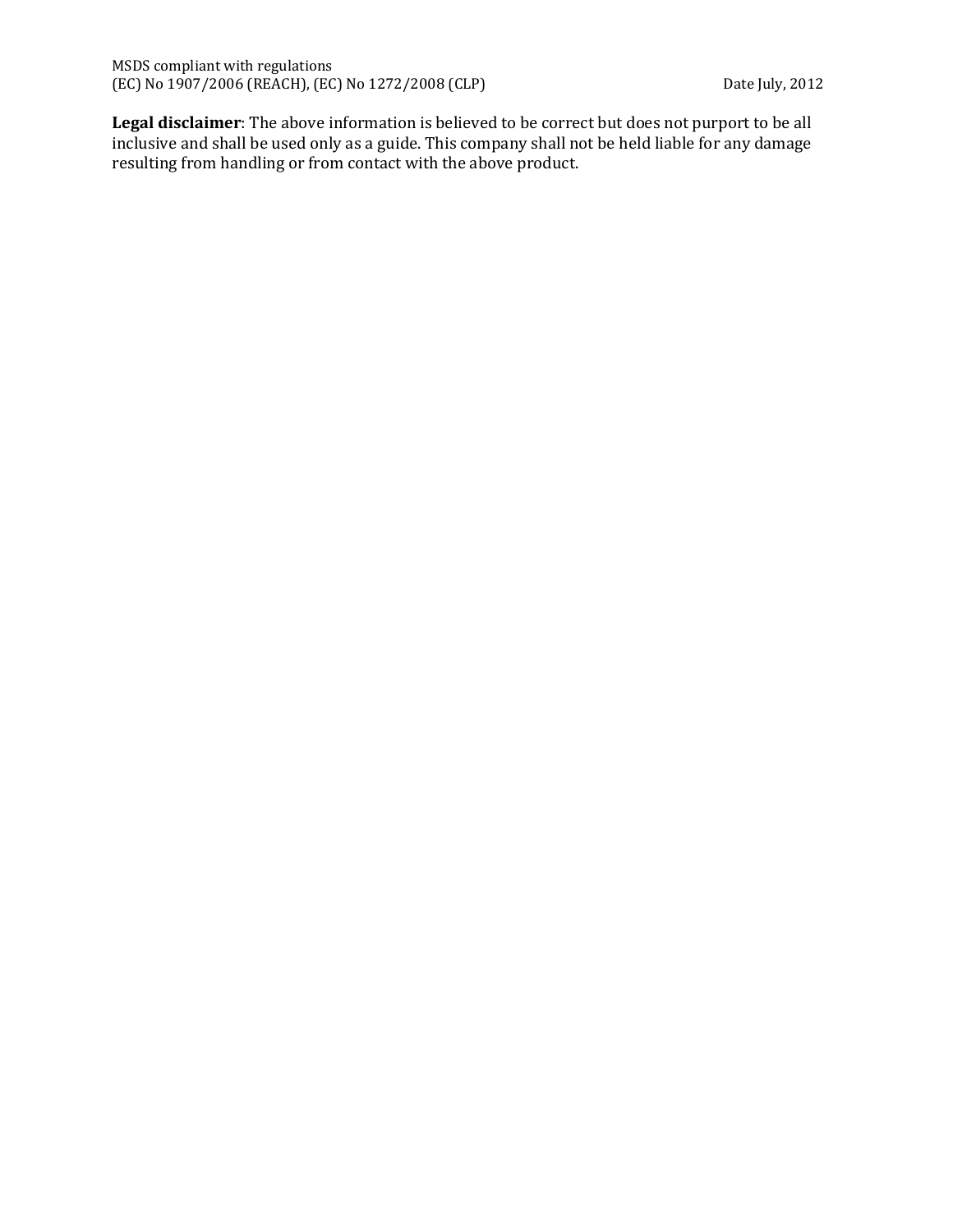**Legal disclaimer**: The above information is believed to be correct but does not purport to be all inclusive and shall be used only as a guide. This company shall not be held liable for any damage resulting from handling or from contact with the above product.